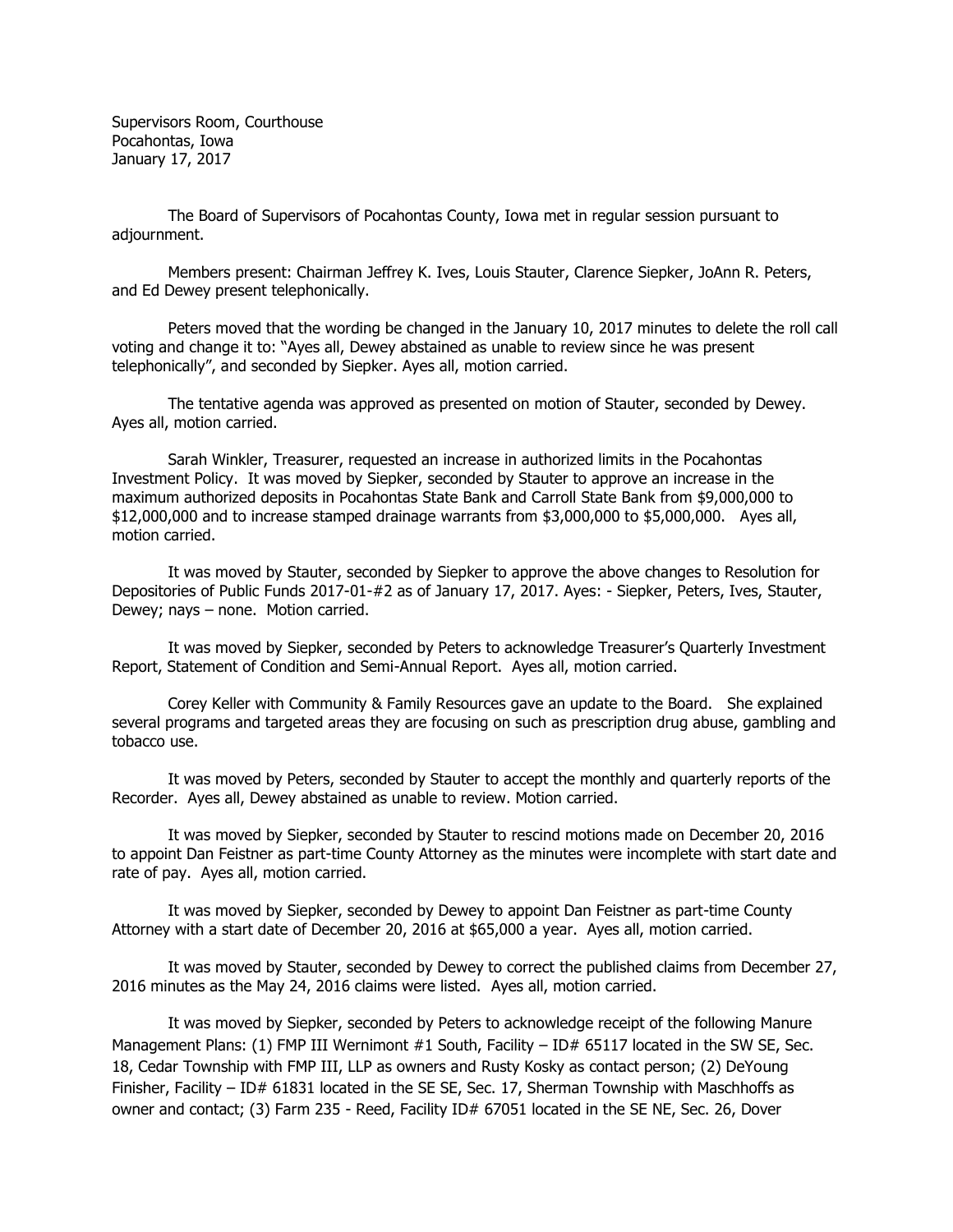Supervisors Room, Courthouse
Pocahontas, Iowa
January 17, 2017

The Board of Supervisors of Pocahontas County, Iowa met in regular session pursuant to adjournment.

Members present: Chairman Jeffrey K. Ives, Louis Stauter, Clarence Siepker, JoAnn R. Peters, and Ed Dewey present telephonically.

Peters moved that the wording be changed in the January 10, 2017 minutes to delete the roll call voting and change it to: "Ayes all, Dewey abstained as unable to review since he was present telephonically", and seconded by Siepker. Ayes all, motion carried.

The tentative agenda was approved as presented on motion of Stauter, seconded by Dewey. Ayes all, motion carried.

Sarah Winkler, Treasurer, requested an increase in authorized limits in the Pocahontas Investment Policy. It was moved by Siepker, seconded by Stauter to approve an increase in the maximum authorized deposits in Pocahontas State Bank and Carroll State Bank from $9,000,000 to $12,000,000 and to increase stamped drainage warrants from $3,000,000 to $5,000,000. Ayes all, motion carried.

It was moved by Stauter, seconded by Siepker to approve the above changes to Resolution for Depositories of Public Funds 2017-01-#2 as of January 17, 2017. Ayes: - Siepker, Peters, Ives, Stauter, Dewey; nays – none. Motion carried.

It was moved by Siepker, seconded by Peters to acknowledge Treasurer's Quarterly Investment Report, Statement of Condition and Semi-Annual Report. Ayes all, motion carried.

Corey Keller with Community & Family Resources gave an update to the Board. She explained several programs and targeted areas they are focusing on such as prescription drug abuse, gambling and tobacco use.

It was moved by Peters, seconded by Stauter to accept the monthly and quarterly reports of the Recorder. Ayes all, Dewey abstained as unable to review. Motion carried.

It was moved by Siepker, seconded by Stauter to rescind motions made on December 20, 2016 to appoint Dan Feistner as part-time County Attorney as the minutes were incomplete with start date and rate of pay. Ayes all, motion carried.

It was moved by Siepker, seconded by Dewey to appoint Dan Feistner as part-time County Attorney with a start date of December 20, 2016 at $65,000 a year. Ayes all, motion carried.

It was moved by Stauter, seconded by Dewey to correct the published claims from December 27, 2016 minutes as the May 24, 2016 claims were listed. Ayes all, motion carried.

It was moved by Siepker, seconded by Peters to acknowledge receipt of the following Manure Management Plans: (1) FMP III Wernimont #1 South, Facility – ID# 65117 located in the SW SE, Sec. 18, Cedar Township with FMP III, LLP as owners and Rusty Kosky as contact person; (2) DeYoung Finisher, Facility – ID# 61831 located in the SE SE, Sec. 17, Sherman Township with Maschhoffs as owner and contact; (3) Farm 235 - Reed, Facility ID# 67051 located in the SE NE, Sec. 26, Dover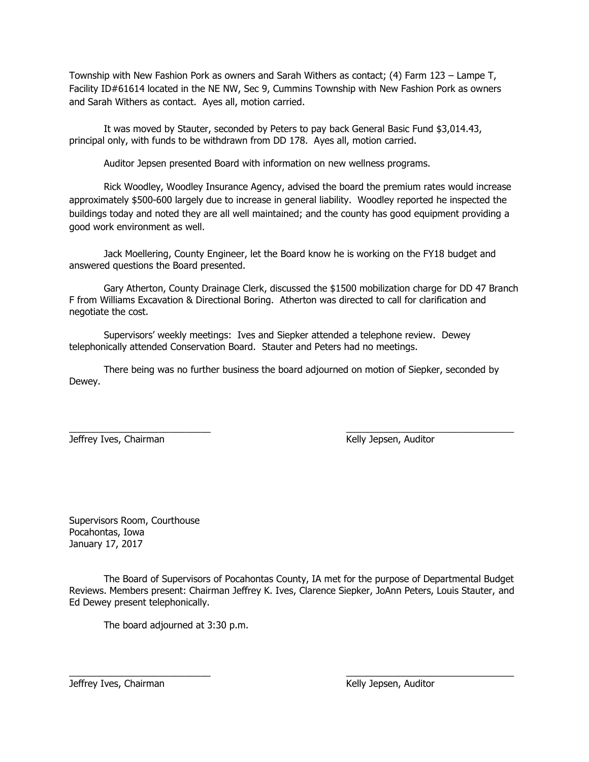Township with New Fashion Pork as owners and Sarah Withers as contact; (4) Farm 123 – Lampe T, Facility ID#61614 located in the NE NW, Sec 9, Cummins Township with New Fashion Pork as owners and Sarah Withers as contact. Ayes all, motion carried.

It was moved by Stauter, seconded by Peters to pay back General Basic Fund $3,014.43, principal only, with funds to be withdrawn from DD 178. Ayes all, motion carried.

Auditor Jepsen presented Board with information on new wellness programs.

Rick Woodley, Woodley Insurance Agency, advised the board the premium rates would increase approximately $500-600 largely due to increase in general liability. Woodley reported he inspected the buildings today and noted they are all well maintained; and the county has good equipment providing a good work environment as well.

Jack Moellering, County Engineer, let the Board know he is working on the FY18 budget and answered questions the Board presented.

Gary Atherton, County Drainage Clerk, discussed the $1500 mobilization charge for DD 47 Branch F from Williams Excavation & Directional Boring. Atherton was directed to call for clarification and negotiate the cost.

Supervisors' weekly meetings: Ives and Siepker attended a telephone review. Dewey telephonically attended Conservation Board. Stauter and Peters had no meetings.

There being was no further business the board adjourned on motion of Siepker, seconded by Dewey.

\_\_\_\_\_\_\_\_\_\_\_\_\_\_\_\_\_\_\_\_\_\_\_\_\_\_\_\_ \_\_\_\_\_\_\_\_\_\_\_\_\_\_\_\_\_\_\_\_\_\_\_\_\_\_\_\_\_\_\_\_\_

Jeffrey Ives, Chairman Kelly Jepsen, Auditor

Supervisors Room, Courthouse
Pocahontas, Iowa
January 17, 2017

The Board of Supervisors of Pocahontas County, IA met for the purpose of Departmental Budget Reviews. Members present: Chairman Jeffrey K. Ives, Clarence Siepker, JoAnn Peters, Louis Stauter, and Ed Dewey present telephonically.

The board adjourned at 3:30 p.m.

\_\_\_\_\_\_\_\_\_\_\_\_\_\_\_\_\_\_\_\_\_\_\_\_\_\_\_\_ \_\_\_\_\_\_\_\_\_\_\_\_\_\_\_\_\_\_\_\_\_\_\_\_\_\_\_\_\_\_\_\_\_

Jeffrey Ives, Chairman Kelly Jepsen, Auditor